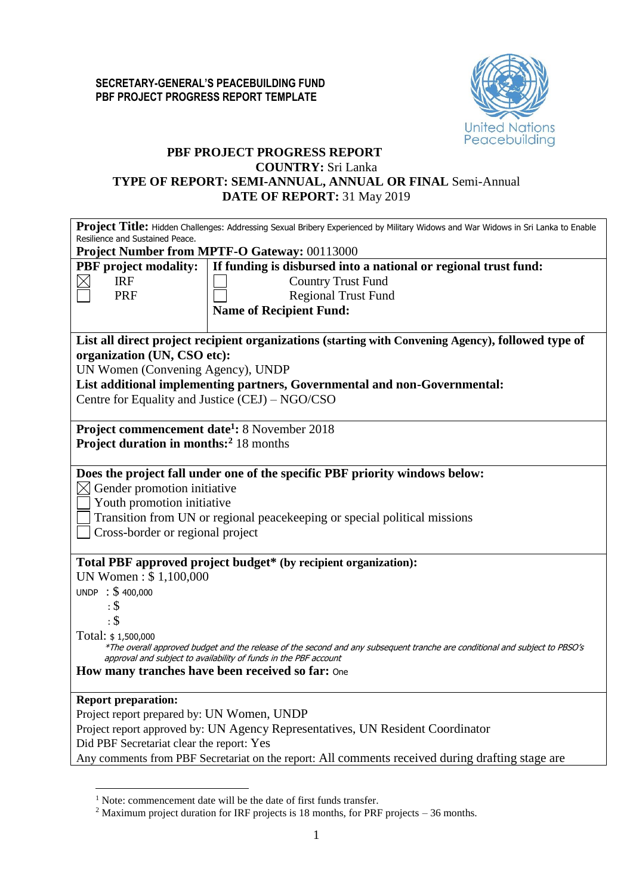**SECRETARY-GENERAL'S PEACEBUILDING FUND**
**PBF PROJECT PROGRESS REPORT TEMPLATE**

United Nations Peacebuilding

# PBF PROJECT PROGRESS REPORT

**COUNTRY:** Sri Lanka
**TYPE OF REPORT: SEMI-ANNUAL, ANNUAL OR FINAL** Semi-Annual
**DATE OF REPORT:** 31 May 2019

**Project Title:** Hidden Challenges: Addressing Sexual Bribery Experienced by Military Widows and War Widows in Sri Lanka to Enable Resilience and Sustained Peace.
**Project Number from MPTF-O Gateway:** 00113000

| **PBF project modality:** | **If funding is disbursed into a national or regional trust fund:** |
|---|---|
| ☒ IRF | ☐ Country Trust Fund |
| ☐ PRF | ☐ Regional Trust Fund |
| | **Name of Recipient Fund:** |

**List all direct project recipient organizations (starting with Convening Agency), followed type of organization (UN, CSO etc):**
UN Women (Convening Agency), UNDP
**List additional implementing partners, Governmental and non-Governmental:**
Centre for Equality and Justice (CEJ) – NGO/CSO

**Project commencement date[1]:** 8 November 2018
**Project duration in months:[2]** 18 months

**Does the project fall under one of the specific PBF priority windows below:**
☒ Gender promotion initiative
☐ Youth promotion initiative
☐ Transition from UN or regional peacekeeping or special political missions
☐ Cross-border or regional project

**Total PBF approved project budget\* (by recipient organization):**
UN Women : $ 1,100,000
UNDP : $ 400,000
: $
: $
Total: $ 1,500,000
*\*The overall approved budget and the release of the second and any subsequent tranche are conditional and subject to PBSO's approval and subject to availability of funds in the PBF account*
**How many tranches have been received so far:** One

**Report preparation:**
Project report prepared by: UN Women, UNDP
Project report approved by: UN Agency Representatives, UN Resident Coordinator
Did PBF Secretariat clear the report: Yes
Any comments from PBF Secretariat on the report: All comments received during drafting stage are

[1] Note: commencement date will be the date of first funds transfer.
[2] Maximum project duration for IRF projects is 18 months, for PRF projects – 36 months.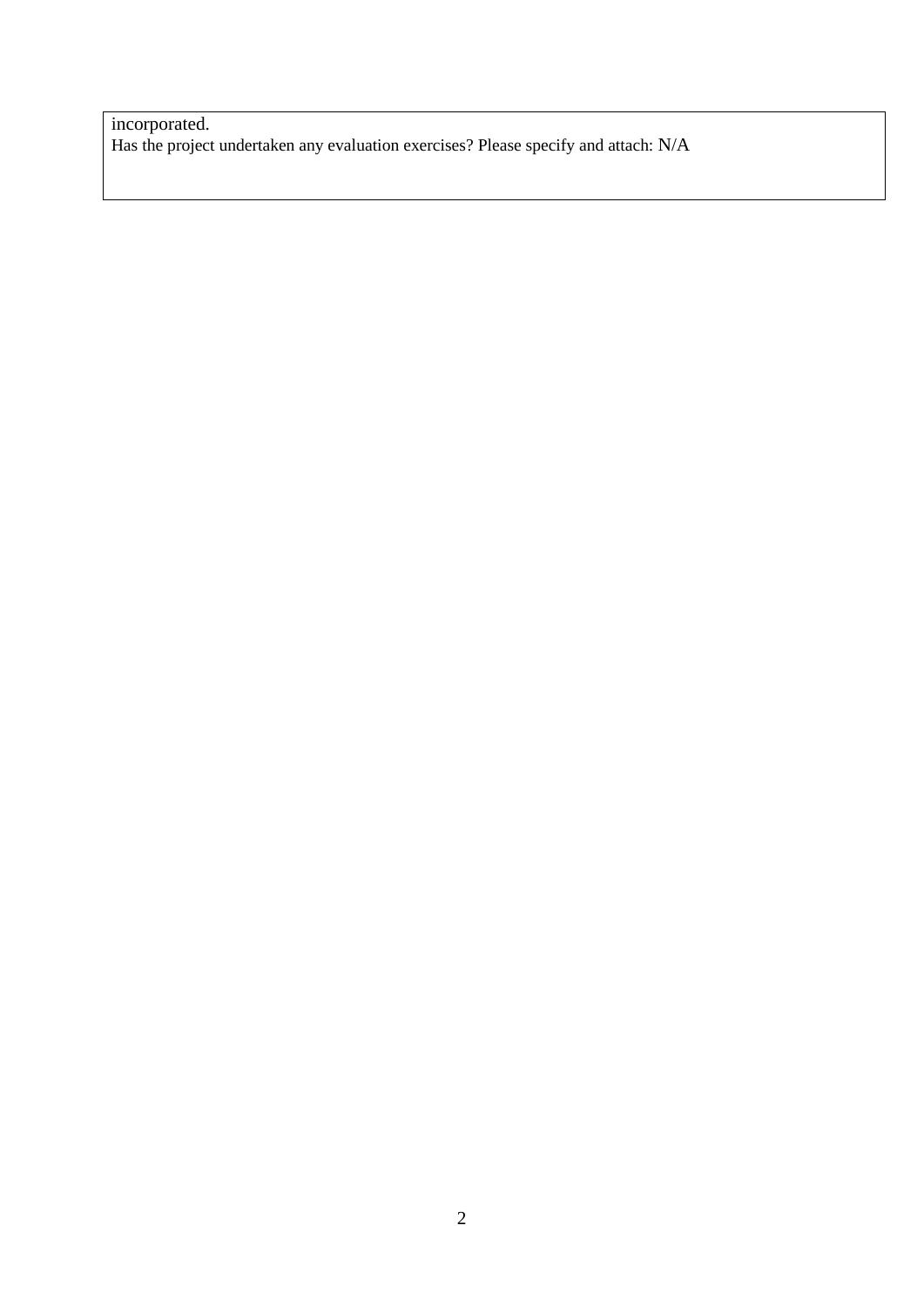incorporated.
Has the project undertaken any evaluation exercises? Please specify and attach: N/A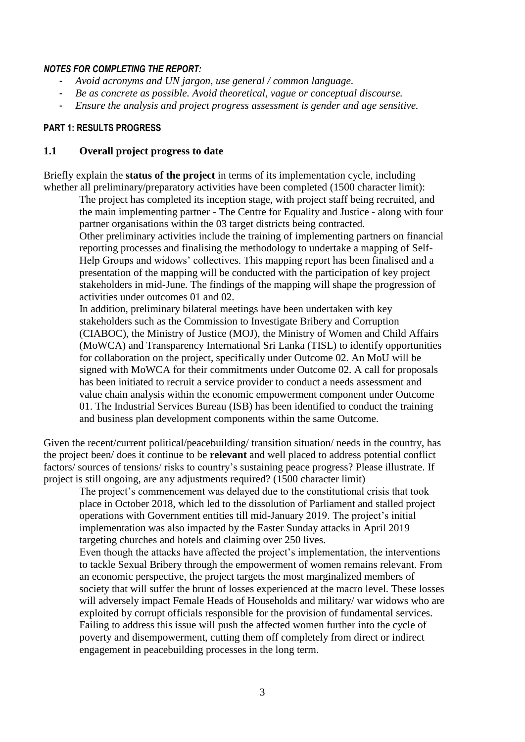***NOTES FOR COMPLETING THE REPORT:***

- *Avoid acronyms and UN jargon, use general / common language.*
- *Be as concrete as possible. Avoid theoretical, vague or conceptual discourse.*
- *Ensure the analysis and project progress assessment is gender and age sensitive.*

## PART 1: RESULTS PROGRESS

### 1.1 Overall project progress to date

Briefly explain the **status of the project** in terms of its implementation cycle, including whether all preliminary/preparatory activities have been completed (1500 character limit):

> The project has completed its inception stage, with project staff being recruited, and the main implementing partner - The Centre for Equality and Justice - along with four partner organisations within the 03 target districts being contracted.
>
> Other preliminary activities include the training of implementing partners on financial reporting processes and finalising the methodology to undertake a mapping of Self-Help Groups and widows' collectives. This mapping report has been finalised and a presentation of the mapping will be conducted with the participation of key project stakeholders in mid-June. The findings of the mapping will shape the progression of activities under outcomes 01 and 02.
>
> In addition, preliminary bilateral meetings have been undertaken with key stakeholders such as the Commission to Investigate Bribery and Corruption (CIABOC), the Ministry of Justice (MOJ), the Ministry of Women and Child Affairs (MoWCA) and Transparency International Sri Lanka (TISL) to identify opportunities for collaboration on the project, specifically under Outcome 02. An MoU will be signed with MoWCA for their commitments under Outcome 02. A call for proposals has been initiated to recruit a service provider to conduct a needs assessment and value chain analysis within the economic empowerment component under Outcome 01. The Industrial Services Bureau (ISB) has been identified to conduct the training and business plan development components within the same Outcome.

Given the recent/current political/peacebuilding/ transition situation/ needs in the country, has the project been/ does it continue to be **relevant** and well placed to address potential conflict factors/ sources of tensions/ risks to country's sustaining peace progress? Please illustrate. If project is still ongoing, are any adjustments required? (1500 character limit)

> The project's commencement was delayed due to the constitutional crisis that took place in October 2018, which led to the dissolution of Parliament and stalled project operations with Government entities till mid-January 2019. The project's initial implementation was also impacted by the Easter Sunday attacks in April 2019 targeting churches and hotels and claiming over 250 lives.
>
> Even though the attacks have affected the project's implementation, the interventions to tackle Sexual Bribery through the empowerment of women remains relevant. From an economic perspective, the project targets the most marginalized members of society that will suffer the brunt of losses experienced at the macro level. These losses will adversely impact Female Heads of Households and military/ war widows who are exploited by corrupt officials responsible for the provision of fundamental services. Failing to address this issue will push the affected women further into the cycle of poverty and disempowerment, cutting them off completely from direct or indirect engagement in peacebuilding processes in the long term.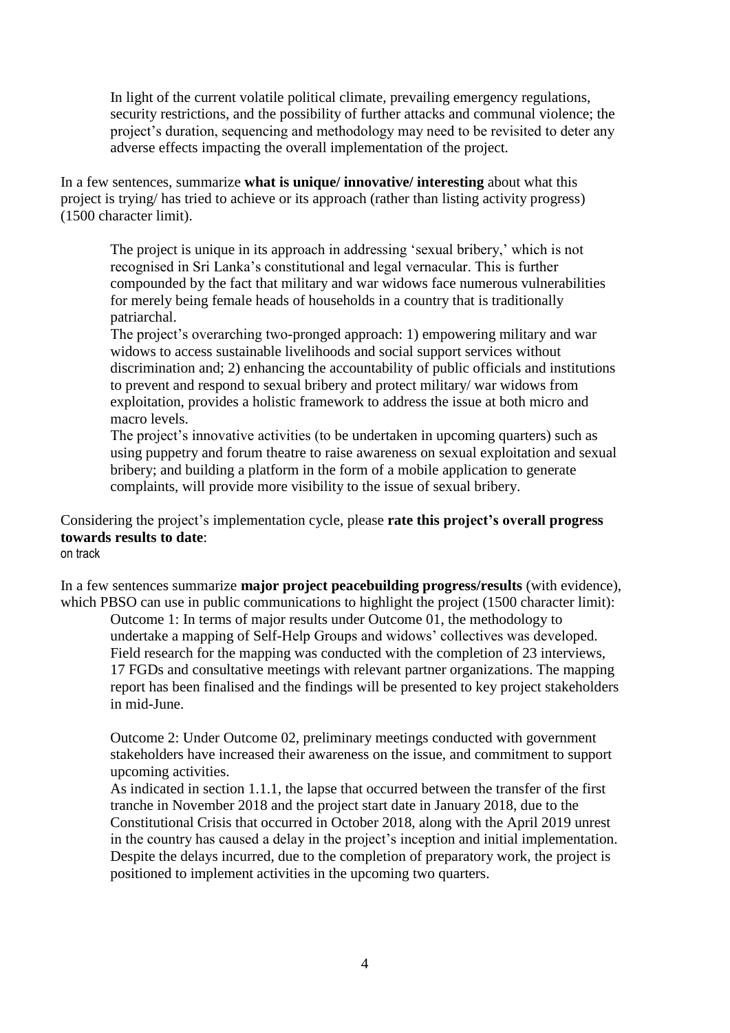In light of the current volatile political climate, prevailing emergency regulations, security restrictions, and the possibility of further attacks and communal violence; the project's duration, sequencing and methodology may need to be revisited to deter any adverse effects impacting the overall implementation of the project.

In a few sentences, summarize **what is unique/ innovative/ interesting** about what this project is trying/ has tried to achieve or its approach (rather than listing activity progress) (1500 character limit).

The project is unique in its approach in addressing 'sexual bribery,' which is not recognised in Sri Lanka's constitutional and legal vernacular. This is further compounded by the fact that military and war widows face numerous vulnerabilities for merely being female heads of households in a country that is traditionally patriarchal.

The project's overarching two-pronged approach: 1) empowering military and war widows to access sustainable livelihoods and social support services without discrimination and; 2) enhancing the accountability of public officials and institutions to prevent and respond to sexual bribery and protect military/ war widows from exploitation, provides a holistic framework to address the issue at both micro and macro levels.

The project's innovative activities (to be undertaken in upcoming quarters) such as using puppetry and forum theatre to raise awareness on sexual exploitation and sexual bribery; and building a platform in the form of a mobile application to generate complaints, will provide more visibility to the issue of sexual bribery.

Considering the project's implementation cycle, please **rate this project's overall progress towards results to date**:
on track

In a few sentences summarize **major project peacebuilding progress/results** (with evidence), which PBSO can use in public communications to highlight the project (1500 character limit):

Outcome 1: In terms of major results under Outcome 01, the methodology to undertake a mapping of Self-Help Groups and widows' collectives was developed. Field research for the mapping was conducted with the completion of 23 interviews, 17 FGDs and consultative meetings with relevant partner organizations. The mapping report has been finalised and the findings will be presented to key project stakeholders in mid-June.

Outcome 2: Under Outcome 02, preliminary meetings conducted with government stakeholders have increased their awareness on the issue, and commitment to support upcoming activities.

As indicated in section 1.1.1, the lapse that occurred between the transfer of the first tranche in November 2018 and the project start date in January 2018, due to the Constitutional Crisis that occurred in October 2018, along with the April 2019 unrest in the country has caused a delay in the project's inception and initial implementation. Despite the delays incurred, due to the completion of preparatory work, the project is positioned to implement activities in the upcoming two quarters.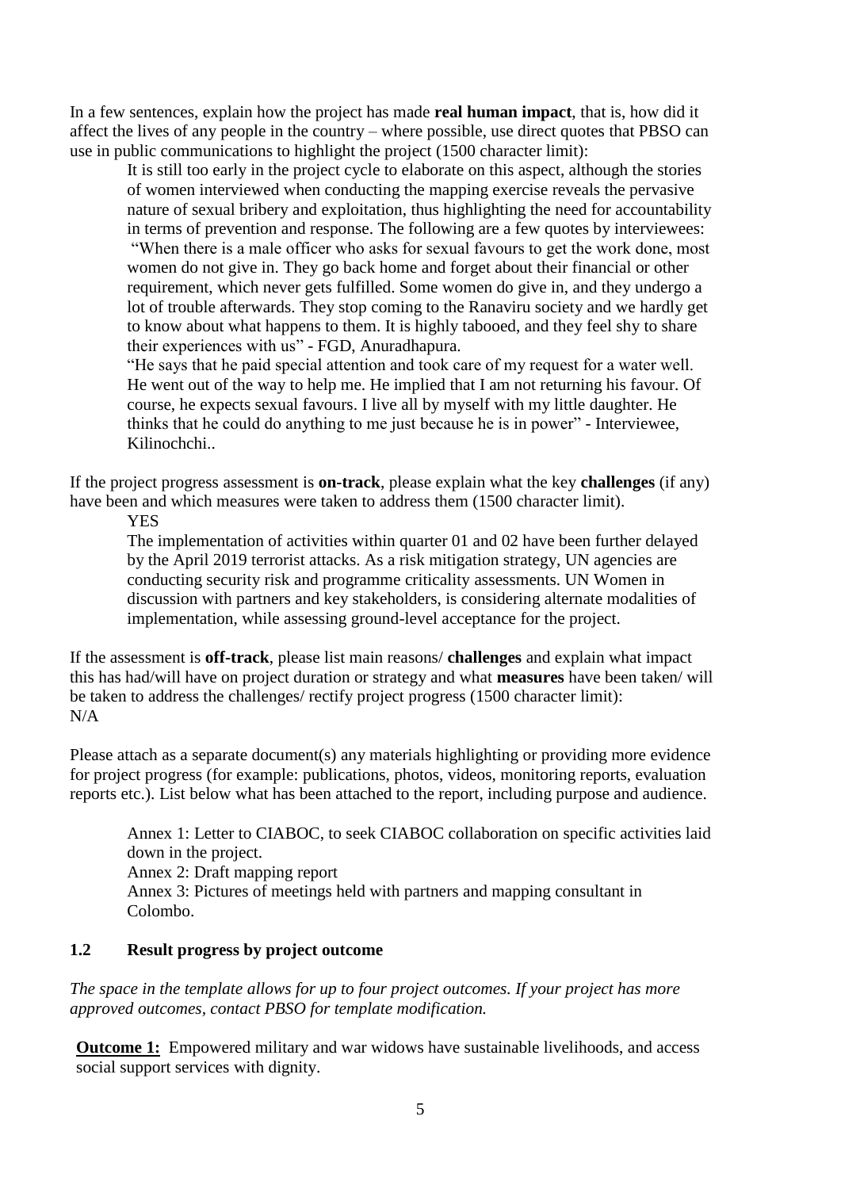In a few sentences, explain how the project has made **real human impact**, that is, how did it affect the lives of any people in the country – where possible, use direct quotes that PBSO can use in public communications to highlight the project (1500 character limit):

> It is still too early in the project cycle to elaborate on this aspect, although the stories of women interviewed when conducting the mapping exercise reveals the pervasive nature of sexual bribery and exploitation, thus highlighting the need for accountability in terms of prevention and response. The following are a few quotes by interviewees:
> "When there is a male officer who asks for sexual favours to get the work done, most women do not give in. They go back home and forget about their financial or other requirement, which never gets fulfilled. Some women do give in, and they undergo a lot of trouble afterwards. They stop coming to the Ranaviru society and we hardly get to know about what happens to them. It is highly tabooed, and they feel shy to share their experiences with us" - FGD, Anuradhapura.
> "He says that he paid special attention and took care of my request for a water well. He went out of the way to help me. He implied that I am not returning his favour. Of course, he expects sexual favours. I live all by myself with my little daughter. He thinks that he could do anything to me just because he is in power" - Interviewee, Kilinochchi..

If the project progress assessment is **on-track**, please explain what the key **challenges** (if any) have been and which measures were taken to address them (1500 character limit).

> YES
> The implementation of activities within quarter 01 and 02 have been further delayed by the April 2019 terrorist attacks. As a risk mitigation strategy, UN agencies are conducting security risk and programme criticality assessments. UN Women in discussion with partners and key stakeholders, is considering alternate modalities of implementation, while assessing ground-level acceptance for the project.

If the assessment is **off-track**, please list main reasons/ **challenges** and explain what impact this has had/will have on project duration or strategy and what **measures** have been taken/ will be taken to address the challenges/ rectify project progress (1500 character limit):
N/A

Please attach as a separate document(s) any materials highlighting or providing more evidence for project progress (for example: publications, photos, videos, monitoring reports, evaluation reports etc.). List below what has been attached to the report, including purpose and audience.

> Annex 1: Letter to CIABOC, to seek CIABOC collaboration on specific activities laid down in the project.
> Annex 2: Draft mapping report
> Annex 3: Pictures of meetings held with partners and mapping consultant in Colombo.

### 1.2 Result progress by project outcome

*The space in the template allows for up to four project outcomes. If your project has more approved outcomes, contact PBSO for template modification.*

**Outcome 1:** Empowered military and war widows have sustainable livelihoods, and access social support services with dignity.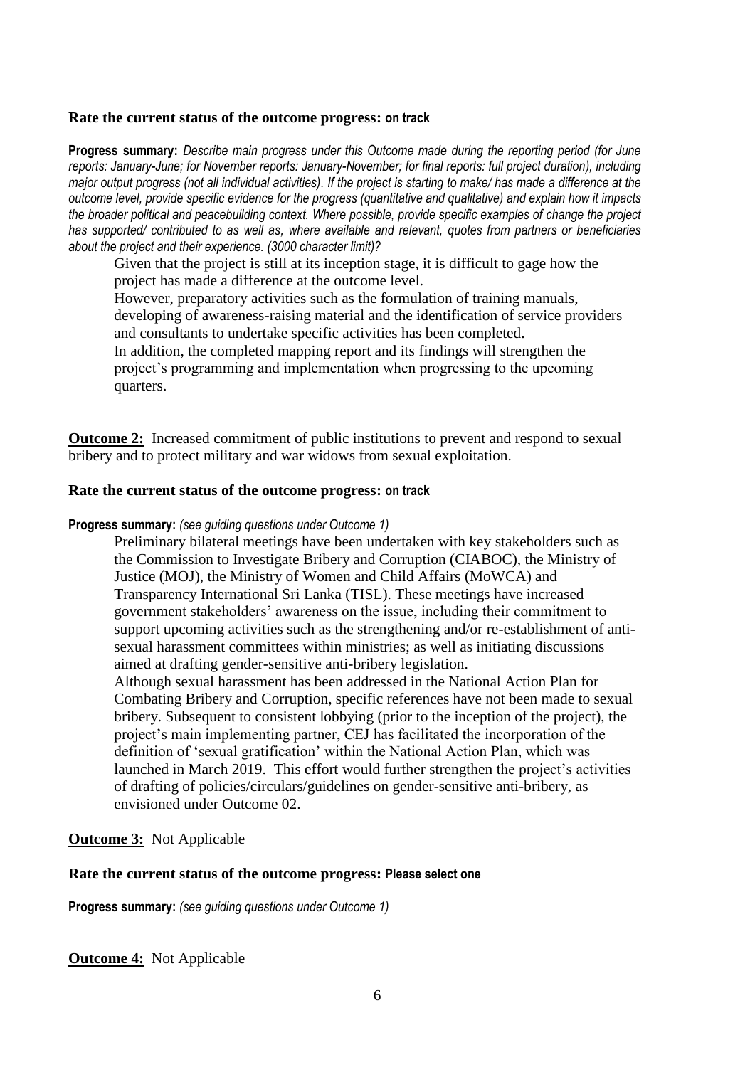**Rate the current status of the outcome progress:** **on track**

**Progress summary:** *Describe main progress under this Outcome made during the reporting period (for June reports: January-June; for November reports: January-November; for final reports: full project duration), including major output progress (not all individual activities). If the project is starting to make/ has made a difference at the outcome level, provide specific evidence for the progress (quantitative and qualitative) and explain how it impacts the broader political and peacebuilding context. Where possible, provide specific examples of change the project has supported/ contributed to as well as, where available and relevant, quotes from partners or beneficiaries about the project and their experience. (3000 character limit)?*

Given that the project is still at its inception stage, it is difficult to gage how the project has made a difference at the outcome level.
However, preparatory activities such as the formulation of training manuals, developing of awareness-raising material and the identification of service providers and consultants to undertake specific activities has been completed.
In addition, the completed mapping report and its findings will strengthen the project's programming and implementation when progressing to the upcoming quarters.

**Outcome 2:** Increased commitment of public institutions to prevent and respond to sexual bribery and to protect military and war widows from sexual exploitation.

**Rate the current status of the outcome progress:** **on track**

**Progress summary:** *(see guiding questions under Outcome 1)*

Preliminary bilateral meetings have been undertaken with key stakeholders such as the Commission to Investigate Bribery and Corruption (CIABOC), the Ministry of Justice (MOJ), the Ministry of Women and Child Affairs (MoWCA) and Transparency International Sri Lanka (TISL). These meetings have increased government stakeholders' awareness on the issue, including their commitment to support upcoming activities such as the strengthening and/or re-establishment of anti-sexual harassment committees within ministries; as well as initiating discussions aimed at drafting gender-sensitive anti-bribery legislation.
Although sexual harassment has been addressed in the National Action Plan for Combating Bribery and Corruption, specific references have not been made to sexual bribery. Subsequent to consistent lobbying (prior to the inception of the project), the project's main implementing partner, CEJ has facilitated the incorporation of the definition of 'sexual gratification' within the National Action Plan, which was launched in March 2019. This effort would further strengthen the project's activities of drafting of policies/circulars/guidelines on gender-sensitive anti-bribery, as envisioned under Outcome 02.

**Outcome 3:** Not Applicable

**Rate the current status of the outcome progress:** **Please select one**

**Progress summary:** *(see guiding questions under Outcome 1)*

**Outcome 4:** Not Applicable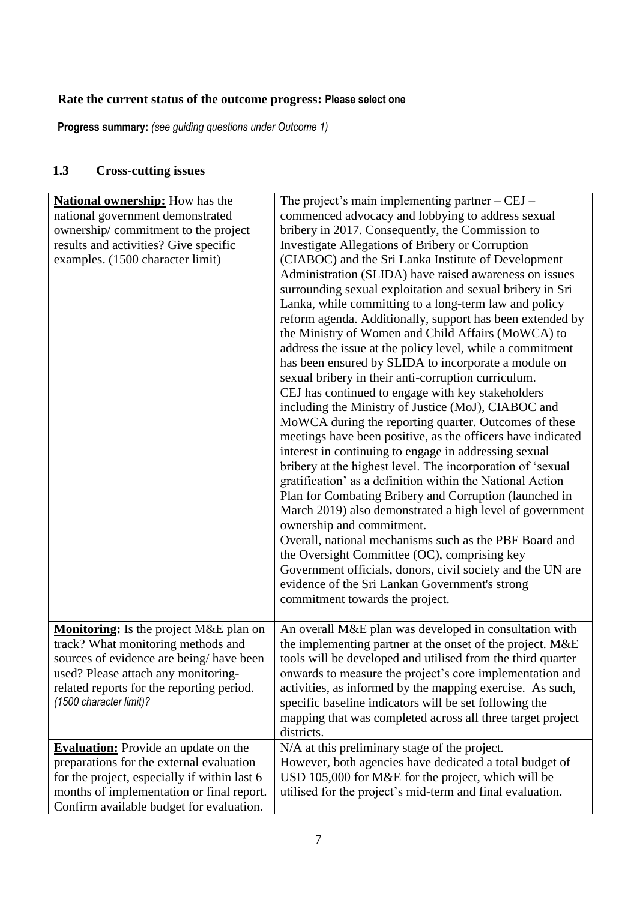**Rate the current status of the outcome progress: Please select one**

**Progress summary:** *(see guiding questions under Outcome 1)*

## 1.3 Cross-cutting issues

| | |
|---|---|
| **National ownership:** How has the national government demonstrated ownership/ commitment to the project results and activities? Give specific examples. (1500 character limit) | The project's main implementing partner – CEJ – commenced advocacy and lobbying to address sexual bribery in 2017. Consequently, the Commission to Investigate Allegations of Bribery or Corruption (CIABOC) and the Sri Lanka Institute of Development Administration (SLIDA) have raised awareness on issues surrounding sexual exploitation and sexual bribery in Sri Lanka, while committing to a long-term law and policy reform agenda. Additionally, support has been extended by the Ministry of Women and Child Affairs (MoWCA) to address the issue at the policy level, while a commitment has been ensured by SLIDA to incorporate a module on sexual bribery in their anti-corruption curriculum.<br>CEJ has continued to engage with key stakeholders including the Ministry of Justice (MoJ), CIABOC and MoWCA during the reporting quarter. Outcomes of these meetings have been positive, as the officers have indicated interest in continuing to engage in addressing sexual bribery at the highest level. The incorporation of 'sexual gratification' as a definition within the National Action Plan for Combating Bribery and Corruption (launched in March 2019) also demonstrated a high level of government ownership and commitment.<br>Overall, national mechanisms such as the PBF Board and the Oversight Committee (OC), comprising key Government officials, donors, civil society and the UN are evidence of the Sri Lankan Government's strong commitment towards the project. |
| **Monitoring:** Is the project M&E plan on track? What monitoring methods and sources of evidence are being/ have been used? Please attach any monitoring-related reports for the reporting period. *(1500 character limit)?* | An overall M&E plan was developed in consultation with the implementing partner at the onset of the project. M&E tools will be developed and utilised from the third quarter onwards to measure the project's core implementation and activities, as informed by the mapping exercise. As such, specific baseline indicators will be set following the mapping that was completed across all three target project districts. |
| **Evaluation:** Provide an update on the preparations for the external evaluation for the project, especially if within last 6 months of implementation or final report. Confirm available budget for evaluation. | N/A at this preliminary stage of the project.<br>However, both agencies have dedicated a total budget of USD 105,000 for M&E for the project, which will be utilised for the project's mid-term and final evaluation. |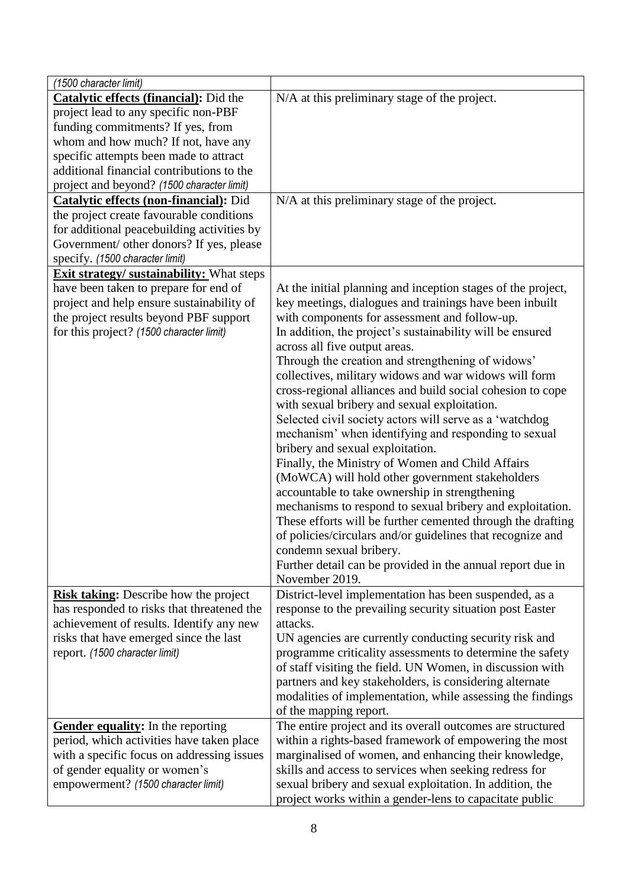| *(1500 character limit)* | |
|---|---|
| **Catalytic effects (financial):** Did the project lead to any specific non-PBF funding commitments? If yes, from whom and how much? If not, have any specific attempts been made to attract additional financial contributions to the project and beyond? *(1500 character limit)* | N/A at this preliminary stage of the project. |
| **Catalytic effects (non-financial):** Did the project create favourable conditions for additional peacebuilding activities by Government/ other donors? If yes, please specify. *(1500 character limit)* | N/A at this preliminary stage of the project. |
| **Exit strategy/ sustainability:** What steps have been taken to prepare for end of project and help ensure sustainability of the project results beyond PBF support for this project? *(1500 character limit)* | At the initial planning and inception stages of the project, key meetings, dialogues and trainings have been inbuilt with components for assessment and follow-up.<br>In addition, the project's sustainability will be ensured across all five output areas.<br>Through the creation and strengthening of widows' collectives, military widows and war widows will form cross-regional alliances and build social cohesion to cope with sexual bribery and sexual exploitation.<br>Selected civil society actors will serve as a 'watchdog mechanism' when identifying and responding to sexual bribery and sexual exploitation.<br>Finally, the Ministry of Women and Child Affairs (MoWCA) will hold other government stakeholders accountable to take ownership in strengthening mechanisms to respond to sexual bribery and exploitation. These efforts will be further cemented through the drafting of policies/circulars and/or guidelines that recognize and condemn sexual bribery.<br>Further detail can be provided in the annual report due in November 2019. |
| **Risk taking:** Describe how the project has responded to risks that threatened the achievement of results. Identify any new risks that have emerged since the last report. *(1500 character limit)* | District-level implementation has been suspended, as a response to the prevailing security situation post Easter attacks.<br>UN agencies are currently conducting security risk and programme criticality assessments to determine the safety of staff visiting the field. UN Women, in discussion with partners and key stakeholders, is considering alternate modalities of implementation, while assessing the findings of the mapping report. |
| **Gender equality:** In the reporting period, which activities have taken place with a specific focus on addressing issues of gender equality or women's empowerment? *(1500 character limit)* | The entire project and its overall outcomes are structured within a rights-based framework of empowering the most marginalised of women, and enhancing their knowledge, skills and access to services when seeking redress for sexual bribery and sexual exploitation. In addition, the project works within a gender-lens to capacitate public |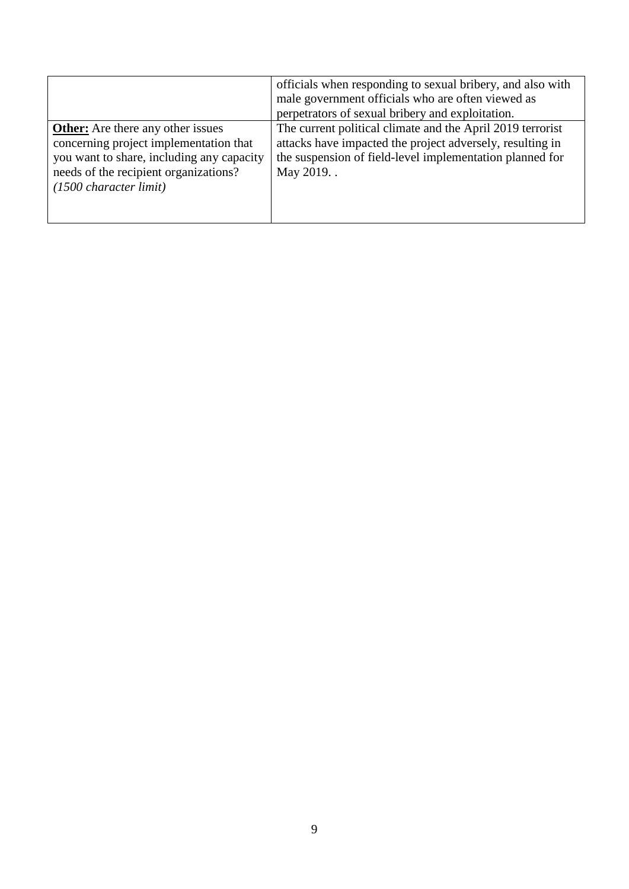| | |
|---|---|
| | officials when responding to sexual bribery, and also with male government officials who are often viewed as perpetrators of sexual bribery and exploitation. |
| **Other:** Are there any other issues concerning project implementation that you want to share, including any capacity needs of the recipient organizations? *(1500 character limit)* | The current political climate and the April 2019 terrorist attacks have impacted the project adversely, resulting in the suspension of field-level implementation planned for May 2019. . |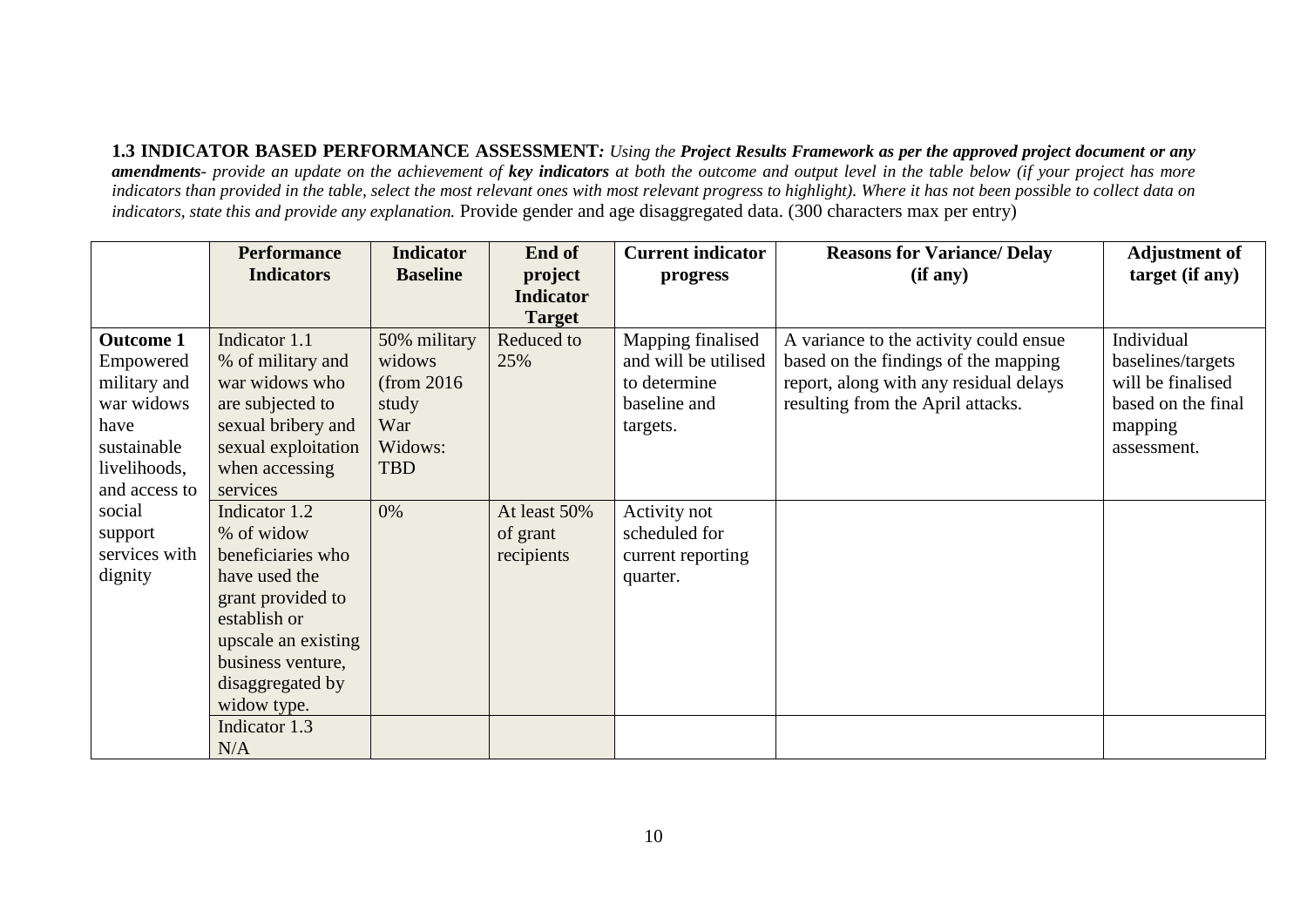**1.3 INDICATOR BASED PERFORMANCE ASSESSMENT***: Using the **Project Results Framework as per the approved project document or any amendments**- provide an update on the achievement of **key indicators** at both the outcome and output level in the table below (if your project has more indicators than provided in the table, select the most relevant ones with most relevant progress to highlight). Where it has not been possible to collect data on indicators, state this and provide any explanation.* Provide gender and age disaggregated data. (300 characters max per entry)

| | Performance Indicators | Indicator Baseline | End of project Indicator Target | Current indicator progress | Reasons for Variance/ Delay (if any) | Adjustment of target (if any) |
|---|---|---|---|---|---|---|
| **Outcome 1** Empowered military and war widows have sustainable livelihoods, and access to social support services with dignity | Indicator 1.1 % of military and war widows who are subjected to sexual bribery and sexual exploitation when accessing services | 50% military widows (from 2016 study War Widows: TBD | Reduced to 25% | Mapping finalised and will be utilised to determine baseline and targets. | A variance to the activity could ensue based on the findings of the mapping report, along with any residual delays resulting from the April attacks. | Individual baselines/targets will be finalised based on the final mapping assessment. |
| | Indicator 1.2 % of widow beneficiaries who have used the grant provided to establish or upscale an existing business venture, disaggregated by widow type. | 0% | At least 50% of grant recipients | Activity not scheduled for current reporting quarter. | | |
| | Indicator 1.3 N/A | | | | | |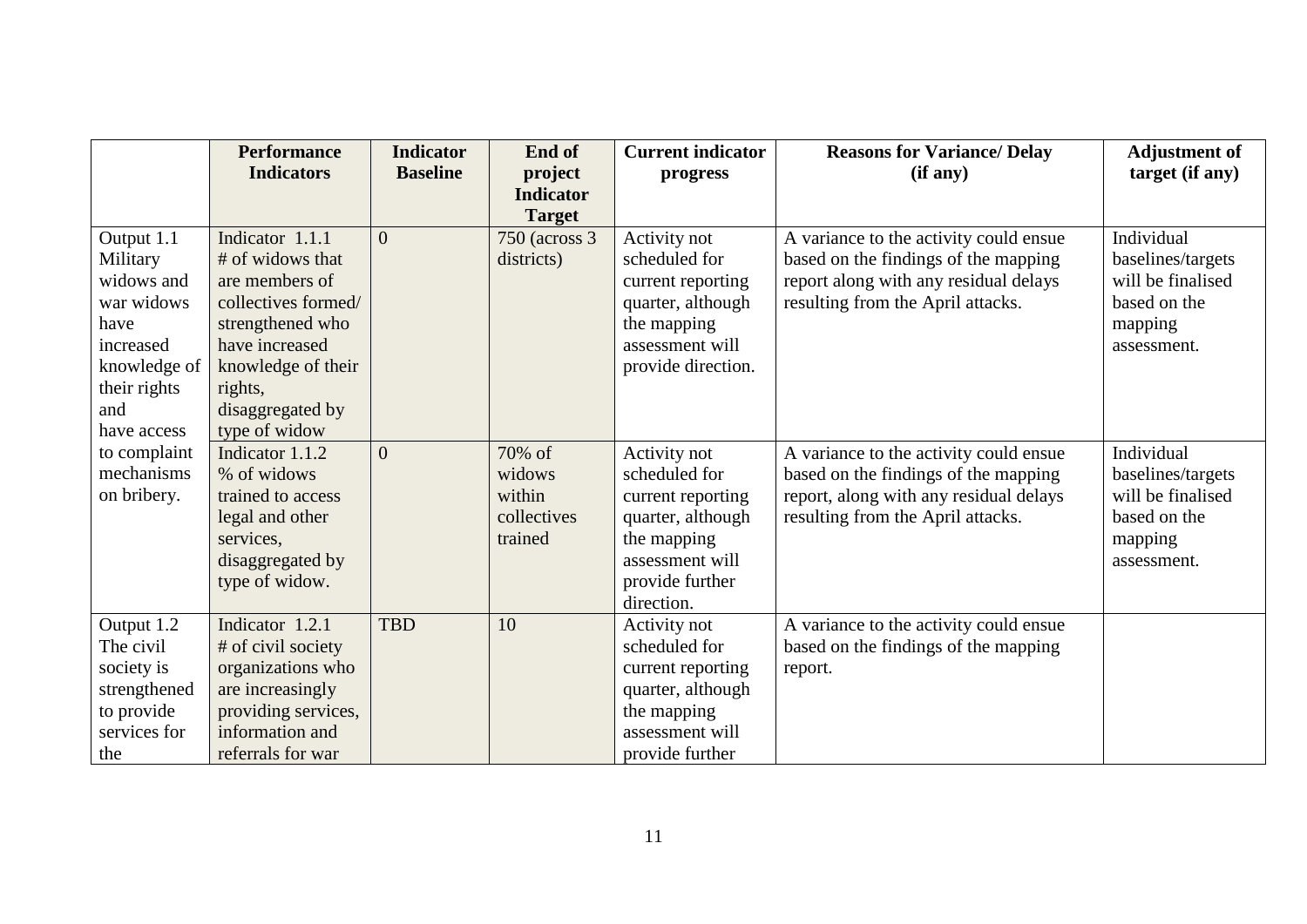| | Performance Indicators | Indicator Baseline | End of project Indicator Target | Current indicator progress | Reasons for Variance/ Delay (if any) | Adjustment of target (if any) |
|---|---|---|---|---|---|---|
| Output 1.1 Military widows and war widows have increased knowledge of their rights and have access to complaint mechanisms on bribery. | Indicator 1.1.1 # of widows that are members of collectives formed/ strengthened who have increased knowledge of their rights, disaggregated by type of widow | 0 | 750 (across 3 districts) | Activity not scheduled for current reporting quarter, although the mapping assessment will provide direction. | A variance to the activity could ensue based on the findings of the mapping report along with any residual delays resulting from the April attacks. | Individual baselines/targets will be finalised based on the mapping assessment. |
| | Indicator 1.1.2 % of widows trained to access legal and other services, disaggregated by type of widow. | 0 | 70% of widows within collectives trained | Activity not scheduled for current reporting quarter, although the mapping assessment will provide further direction. | A variance to the activity could ensue based on the findings of the mapping report, along with any residual delays resulting from the April attacks. | Individual baselines/targets will be finalised based on the mapping assessment. |
| Output 1.2 The civil society is strengthened to provide services for the | Indicator 1.2.1 # of civil society organizations who are increasingly providing services, information and referrals for war | TBD | 10 | Activity not scheduled for current reporting quarter, although the mapping assessment will provide further | A variance to the activity could ensue based on the findings of the mapping report. | |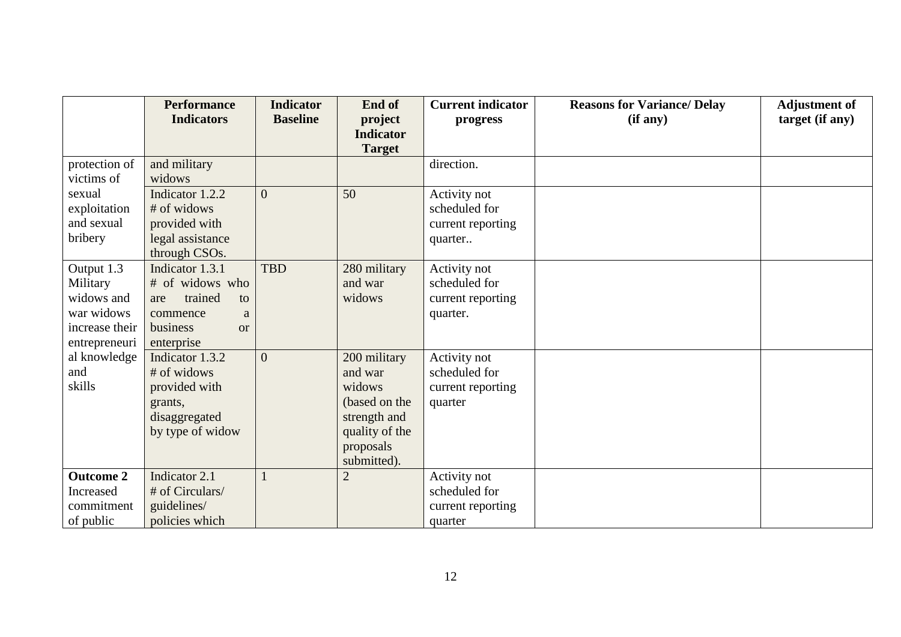| | Performance Indicators | Indicator Baseline | End of project Indicator Target | Current indicator progress | Reasons for Variance/ Delay (if any) | Adjustment of target (if any) |
|---|---|---|---|---|---|---|
| protection of victims of | and military widows | | | direction. | | |
| sexual exploitation and sexual bribery | Indicator 1.2.2 # of widows provided with legal assistance through CSOs. | 0 | 50 | Activity not scheduled for current reporting quarter.. | | |
| Output 1.3 Military widows and war widows increase their entrepreneurial knowledge and skills | Indicator 1.3.1 # of widows who are trained to commence a business or enterprise | TBD | 280 military and war widows | Activity not scheduled for current reporting quarter. | | |
| | Indicator 1.3.2 # of widows provided with grants, disaggregated by type of widow | 0 | 200 military and war widows (based on the strength and quality of the proposals submitted). | Activity not scheduled for current reporting quarter | | |
| **Outcome 2** Increased commitment of public | Indicator 2.1 # of Circulars/ guidelines/ policies which | 1 | 2 | Activity not scheduled for current reporting quarter | | |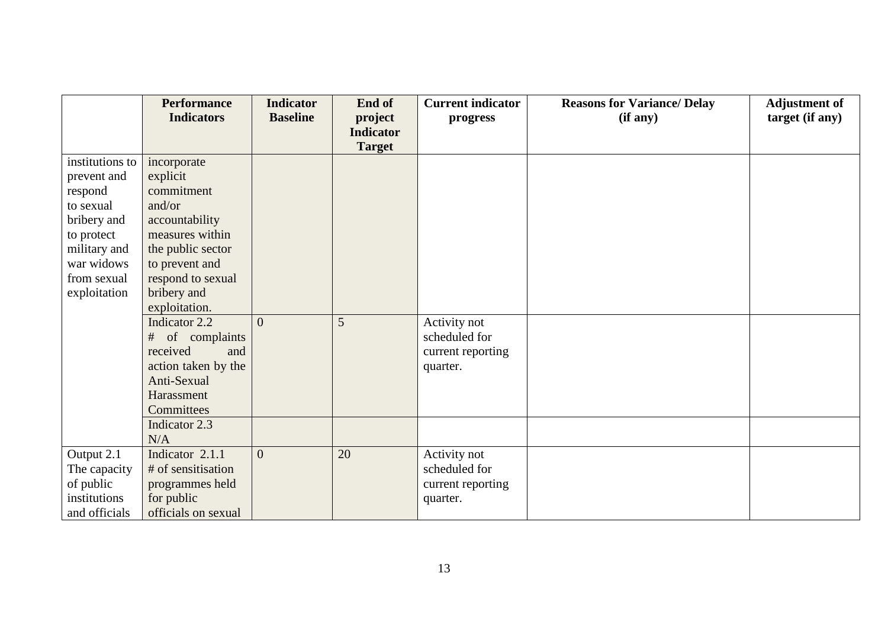| | Performance Indicators | Indicator Baseline | End of project Indicator Target | Current indicator progress | Reasons for Variance/ Delay (if any) | Adjustment of target (if any) |
|---|---|---|---|---|---|---|
| institutions to prevent and respond to sexual bribery and to protect military and war widows from sexual exploitation | incorporate explicit commitment and/or accountability measures within the public sector to prevent and respond to sexual bribery and exploitation. | | | | | |
| | Indicator 2.2 # of complaints received and action taken by the Anti-Sexual Harassment Committees | 0 | 5 | Activity not scheduled for current reporting quarter. | | |
| | Indicator 2.3 N/A | | | | | |
| Output 2.1 The capacity of public institutions and officials | Indicator 2.1.1 # of sensitisation programmes held for public officials on sexual | 0 | 20 | Activity not scheduled for current reporting quarter. | | |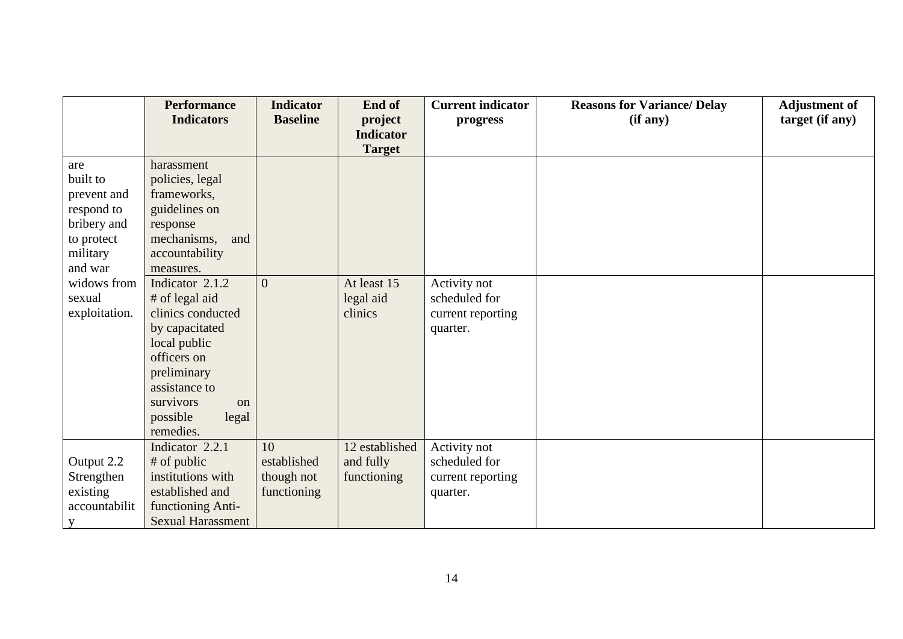| | Performance Indicators | Indicator Baseline | End of project Indicator Target | Current indicator progress | Reasons for Variance/ Delay (if any) | Adjustment of target (if any) |
|---|---|---|---|---|---|---|
| are built to prevent and respond to bribery and to protect military and war widows from sexual exploitation. | harassment policies, legal frameworks, guidelines on response mechanisms, and accountability measures. | | | | | |
| | Indicator 2.1.2 # of legal aid clinics conducted by capacitated local public officers on preliminary assistance to survivors on possible legal remedies. | 0 | At least 15 legal aid clinics | Activity not scheduled for current reporting quarter. | | |
| Output 2.2 Strengthen existing accountability | Indicator 2.2.1 # of public institutions with established and functioning Anti-Sexual Harassment | 10 established though not functioning | 12 established and fully functioning | Activity not scheduled for current reporting quarter. | | |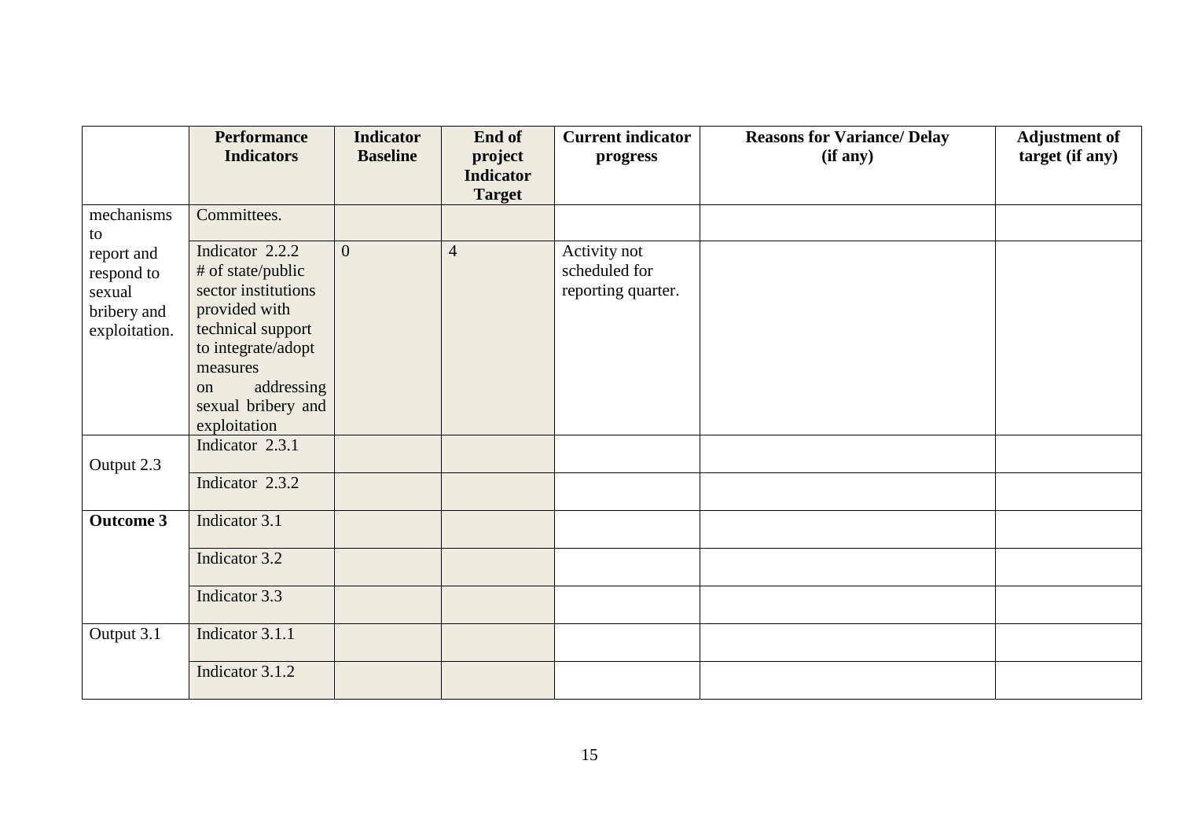| | Performance Indicators | Indicator Baseline | End of project Indicator Target | Current indicator progress | Reasons for Variance/ Delay (if any) | Adjustment of target (if any) |
|---|---|---|---|---|---|---|
| mechanisms to report and respond to sexual bribery and exploitation. | Committees. | | | | | |
| | Indicator 2.2.2 # of state/public sector institutions provided with technical support to integrate/adopt measures on addressing sexual bribery and exploitation | 0 | 4 | Activity not scheduled for reporting quarter. | | |
| Output 2.3 | Indicator 2.3.1 | | | | | |
| | Indicator 2.3.2 | | | | | |
| **Outcome 3** | Indicator 3.1 | | | | | |
| | Indicator 3.2 | | | | | |
| | Indicator 3.3 | | | | | |
| Output 3.1 | Indicator 3.1.1 | | | | | |
| | Indicator 3.1.2 | | | | | |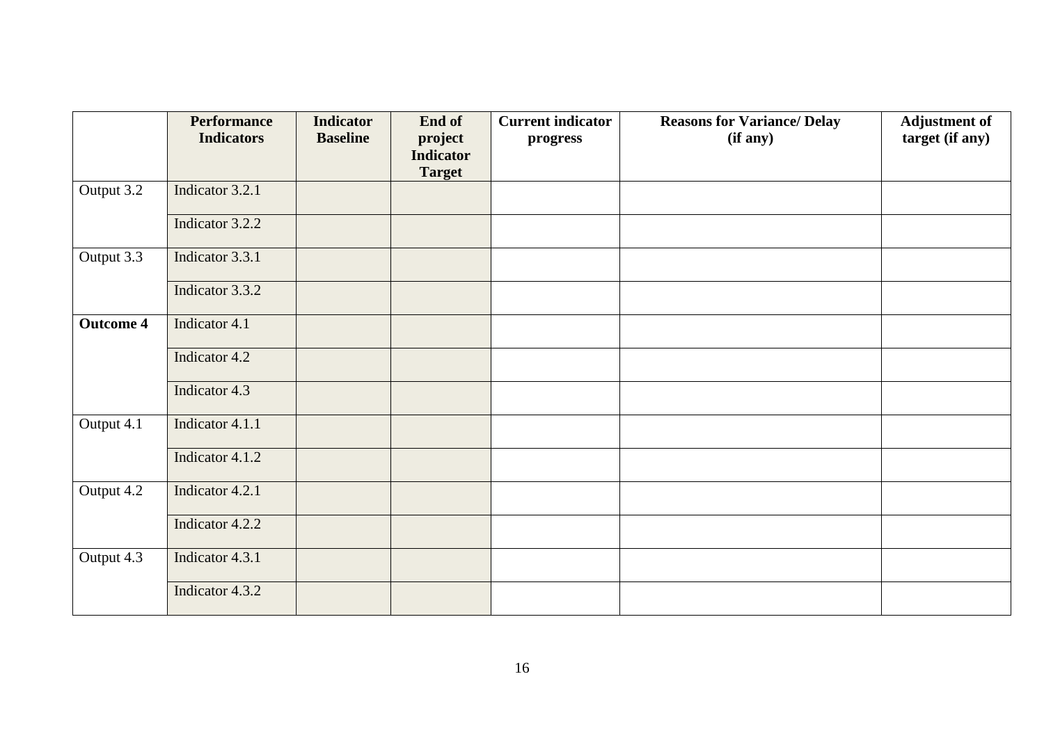| | Performance Indicators | Indicator Baseline | End of project Indicator Target | Current indicator progress | Reasons for Variance/ Delay (if any) | Adjustment of target (if any) |
|---|---|---|---|---|---|---|
| Output 3.2 | Indicator 3.2.1 | | | | | |
| | Indicator 3.2.2 | | | | | |
| Output 3.3 | Indicator 3.3.1 | | | | | |
| | Indicator 3.3.2 | | | | | |
| **Outcome 4** | Indicator 4.1 | | | | | |
| | Indicator 4.2 | | | | | |
| | Indicator 4.3 | | | | | |
| Output 4.1 | Indicator 4.1.1 | | | | | |
| | Indicator 4.1.2 | | | | | |
| Output 4.2 | Indicator 4.2.1 | | | | | |
| | Indicator 4.2.2 | | | | | |
| Output 4.3 | Indicator 4.3.1 | | | | | |
| | Indicator 4.3.2 | | | | | |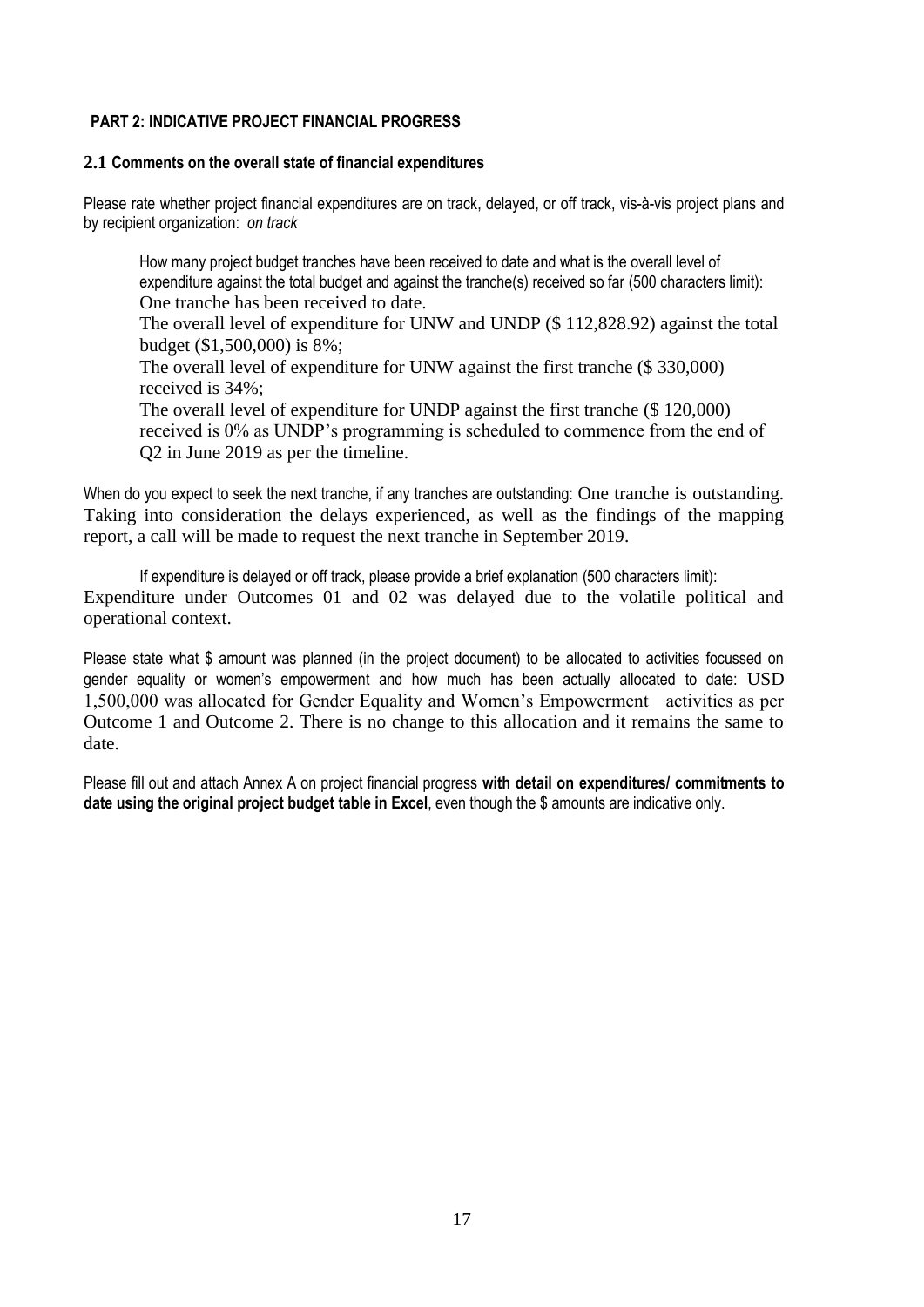## PART 2: INDICATIVE PROJECT FINANCIAL PROGRESS

### 2.1 Comments on the overall state of financial expenditures

Please rate whether project financial expenditures are on track, delayed, or off track, vis-à-vis project plans and by recipient organization: *on track*

How many project budget tranches have been received to date and what is the overall level of expenditure against the total budget and against the tranche(s) received so far (500 characters limit): One tranche has been received to date.
The overall level of expenditure for UNW and UNDP ($ 112,828.92) against the total budget ($1,500,000) is 8%;
The overall level of expenditure for UNW against the first tranche ($ 330,000) received is 34%;
The overall level of expenditure for UNDP against the first tranche ($ 120,000) received is 0% as UNDP's programming is scheduled to commence from the end of Q2 in June 2019 as per the timeline.

When do you expect to seek the next tranche, if any tranches are outstanding: One tranche is outstanding. Taking into consideration the delays experienced, as well as the findings of the mapping report, a call will be made to request the next tranche in September 2019.

If expenditure is delayed or off track, please provide a brief explanation (500 characters limit): Expenditure under Outcomes 01 and 02 was delayed due to the volatile political and operational context.

Please state what $ amount was planned (in the project document) to be allocated to activities focussed on gender equality or women's empowerment and how much has been actually allocated to date: USD 1,500,000 was allocated for Gender Equality and Women's Empowerment activities as per Outcome 1 and Outcome 2. There is no change to this allocation and it remains the same to date.

Please fill out and attach Annex A on project financial progress **with detail on expenditures/ commitments to date using the original project budget table in Excel**, even though the $ amounts are indicative only.